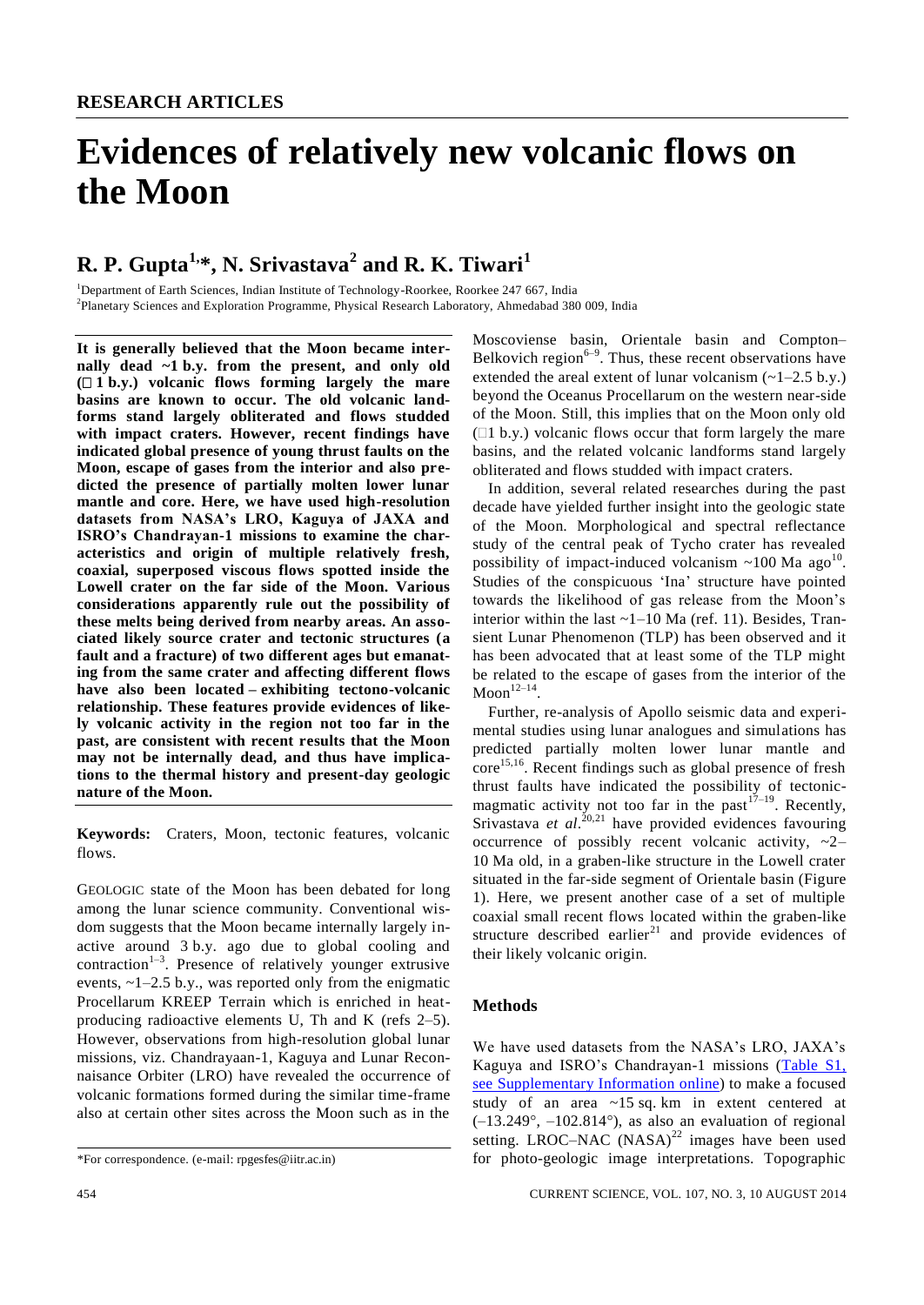RESEARCH ARTICLES

# Evidences of relatively new volcanic flows on the Moon

## R. P. Gupta[1,*], N. Srivastava[2] and R. K. Tiwari[1]

[1]Department of Earth Sciences, Indian Institute of Technology-Roorkee, Roorkee 247 667, India
[2]Planetary Sciences and Exploration Programme, Physical Research Laboratory, Ahmedabad 380 009, India

**It is generally believed that the Moon became internally dead ~1 b.y. from the present, and only old (□ 1 b.y.) volcanic flows forming largely the mare basins are known to occur. The old volcanic landforms stand largely obliterated and flows studded with impact craters. However, recent findings have indicated global presence of young thrust faults on the Moon, escape of gases from the interior and also predicted the presence of partially molten lower lunar mantle and core. Here, we have used high-resolution datasets from NASA's LRO, Kaguya of JAXA and ISRO's Chandrayan-1 missions to examine the characteristics and origin of multiple relatively fresh, coaxial, superposed viscous flows spotted inside the Lowell crater on the far side of the Moon. Various considerations apparently rule out the possibility of these melts being derived from nearby areas. An associated likely source crater and tectonic structures (a fault and a fracture) of two different ages but emanating from the same crater and affecting different flows have also been located – exhibiting tectono-volcanic relationship. These features provide evidences of likely volcanic activity in the region not too far in the past, are consistent with recent results that the Moon may not be internally dead, and thus have implications to the thermal history and present-day geologic nature of the Moon.**

**Keywords:** Craters, Moon, tectonic features, volcanic flows.

GEOLOGIC state of the Moon has been debated for long among the lunar science community. Conventional wisdom suggests that the Moon became internally largely inactive around 3 b.y. ago due to global cooling and contraction[1–3]. Presence of relatively younger extrusive events, ~1–2.5 b.y., was reported only from the enigmatic Procellarum KREEP Terrain which is enriched in heat-producing radioactive elements U, Th and K (refs 2–5). However, observations from high-resolution global lunar missions, viz. Chandrayaan-1, Kaguya and Lunar Reconnaisance Orbiter (LRO) have revealed the occurrence of volcanic formations formed during the similar time-frame also at certain other sites across the Moon such as in the Moscoviense basin, Orientale basin and Compton–Belkovich region[6–9]. Thus, these recent observations have extended the areal extent of lunar volcanism (~1–2.5 b.y.) beyond the Oceanus Procellarum on the western near-side of the Moon. Still, this implies that on the Moon only old (□1 b.y.) volcanic flows occur that form largely the mare basins, and the related volcanic landforms stand largely obliterated and flows studded with impact craters.

In addition, several related researches during the past decade have yielded further insight into the geologic state of the Moon. Morphological and spectral reflectance study of the central peak of Tycho crater has revealed possibility of impact-induced volcanism ~100 Ma ago[10]. Studies of the conspicuous 'Ina' structure have pointed towards the likelihood of gas release from the Moon's interior within the last ~1–10 Ma (ref. 11). Besides, Transient Lunar Phenomenon (TLP) has been observed and it has been advocated that at least some of the TLP might be related to the escape of gases from the interior of the Moon[12–14].

Further, re-analysis of Apollo seismic data and experimental studies using lunar analogues and simulations has predicted partially molten lower lunar mantle and core[15,16]. Recent findings such as global presence of fresh thrust faults have indicated the possibility of tectonic-magmatic activity not too far in the past[17–19]. Recently, Srivastava *et al.*[20,21] have provided evidences favouring occurrence of possibly recent volcanic activity, ~2–10 Ma old, in a graben-like structure in the Lowell crater situated in the far-side segment of Orientale basin (Figure 1). Here, we present another case of a set of multiple coaxial small recent flows located within the graben-like structure described earlier[21] and provide evidences of their likely volcanic origin.

## Methods

We have used datasets from the NASA's LRO, JAXA's Kaguya and ISRO's Chandrayan-1 missions (Table S1, see Supplementary Information online) to make a focused study of an area ~15 sq. km in extent centered at (–13.249°, –102.814°), as also an evaluation of regional setting. LROC–NAC (NASA)[22] images have been used for photo-geologic image interpretations. Topographic

*For correspondence. (e-mail: rpgesfes@iitr.ac.in)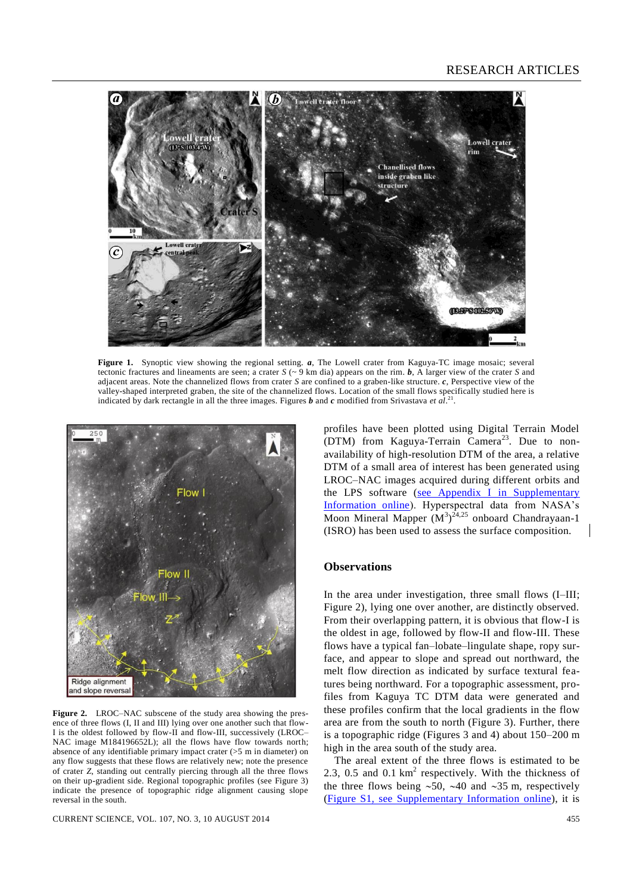**Figure 1.** Synoptic view showing the regional setting. ***a***, The Lowell crater from Kaguya-TC image mosaic; several tectonic fractures and lineaments are seen; a crater *S* (~ 9 km dia) appears on the rim. ***b***, A larger view of the crater *S* and adjacent areas. Note the channelized flows from crater *S* are confined to a graben-like structure. ***c***, Perspective view of the valley-shaped interpreted graben, the site of the channelized flows. Location of the small flows specifically studied here is indicated by dark rectangle in all the three images. Figures ***b*** and ***c*** modified from Srivastava *et al.*[21].

**Figure 2.** LROC–NAC subscene of the study area showing the presence of three flows (I, II and III) lying over one another such that flow-I is the oldest followed by flow-II and flow-III, successively (LROC–NAC image M184196652L); all the flows have flow towards north; absence of any identifiable primary impact crater (>5 m in diameter) on any flow suggests that these flows are relatively new; note the presence of crater *Z*, standing out centrally piercing through all the three flows on their up-gradient side. Regional topographic profiles (see Figure 3) indicate the presence of topographic ridge alignment causing slope reversal in the south.

profiles have been plotted using Digital Terrain Model (DTM) from Kaguya-Terrain Camera[23]. Due to non-availability of high-resolution DTM of the area, a relative DTM of a small area of interest has been generated using LROC–NAC images acquired during different orbits and the LPS software (see Appendix I in Supplementary Information online). Hyperspectral data from NASA's Moon Mineral Mapper ($M^3$)[24,25] onboard Chandrayaan-1 (ISRO) has been used to assess the surface composition.

## Observations

In the area under investigation, three small flows (I–III; Figure 2), lying one over another, are distinctly observed. From their overlapping pattern, it is obvious that flow-I is the oldest in age, followed by flow-II and flow-III. These flows have a typical fan–lobate–lingulate shape, ropy surface, and appear to slope and spread out northward, the melt flow direction as indicated by surface textural features being northward. For a topographic assessment, profiles from Kaguya TC DTM data were generated and these profiles confirm that the local gradients in the flow area are from the south to north (Figure 3). Further, there is a topographic ridge (Figures 3 and 4) about 150–200 m high in the area south of the study area.

The areal extent of the three flows is estimated to be 2.3, 0.5 and 0.1 $km^2$ respectively. With the thickness of the three flows being ~50, ~40 and ~35 m, respectively (Figure S1, see Supplementary Information online), it is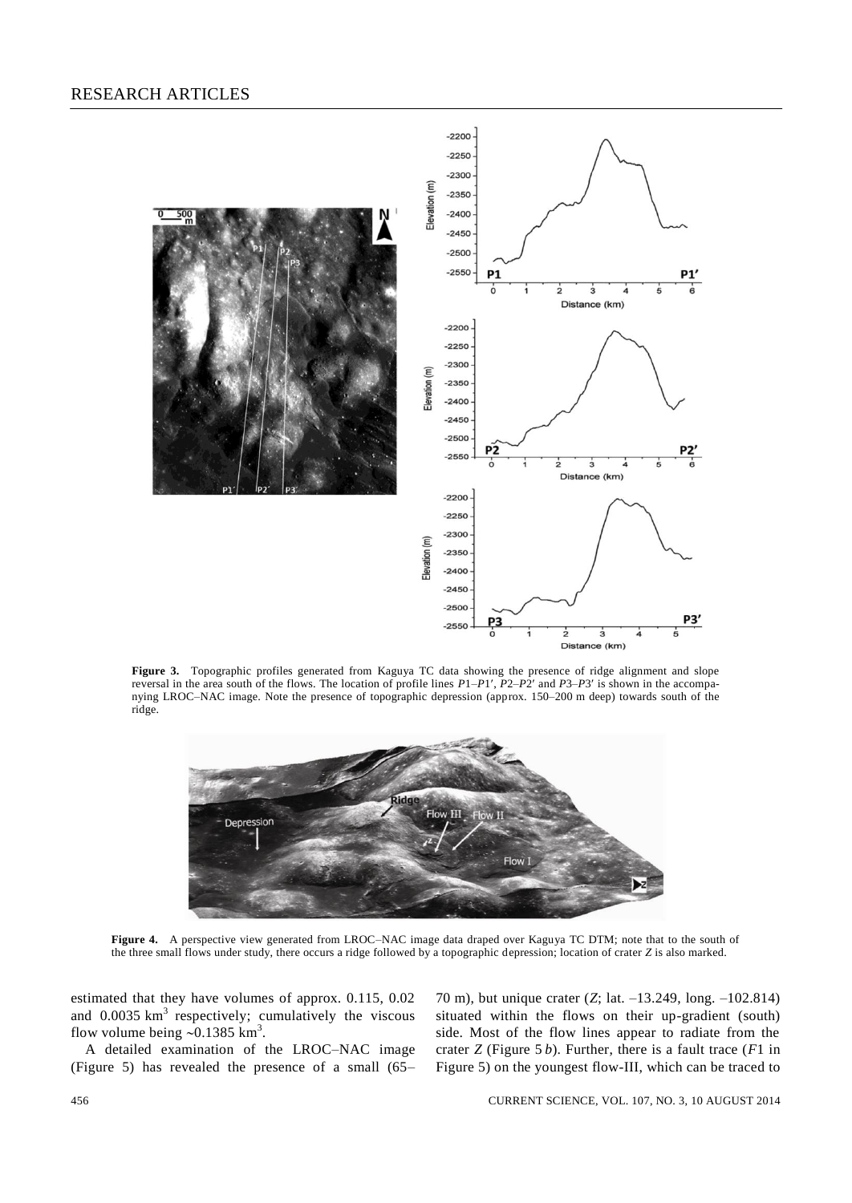**Figure 3.** Topographic profiles generated from Kaguya TC data showing the presence of ridge alignment and slope reversal in the area south of the flows. The location of profile lines $P1$–$P1'$, $P2$–$P2'$ and $P3$–$P3'$ is shown in the accompanying LROC–NAC image. Note the presence of topographic depression (approx. 150–200 m deep) towards south of the ridge.

**Figure 4.** A perspective view generated from LROC–NAC image data draped over Kaguya TC DTM; note that to the south of the three small flows under study, there occurs a ridge followed by a topographic depression; location of crater *Z* is also marked.

estimated that they have volumes of approx. 0.115, 0.02 and 0.0035 $km^3$ respectively; cumulatively the viscous flow volume being ~0.1385 $km^3$.

A detailed examination of the LROC–NAC image (Figure 5) has revealed the presence of a small (65–70 m), but unique crater (*Z*; lat. –13.249, long. –102.814) situated within the flows on their up-gradient (south) side. Most of the flow lines appear to radiate from the crater *Z* (Figure 5 *b*). Further, there is a fault trace (*F*1 in Figure 5) on the youngest flow-III, which can be traced to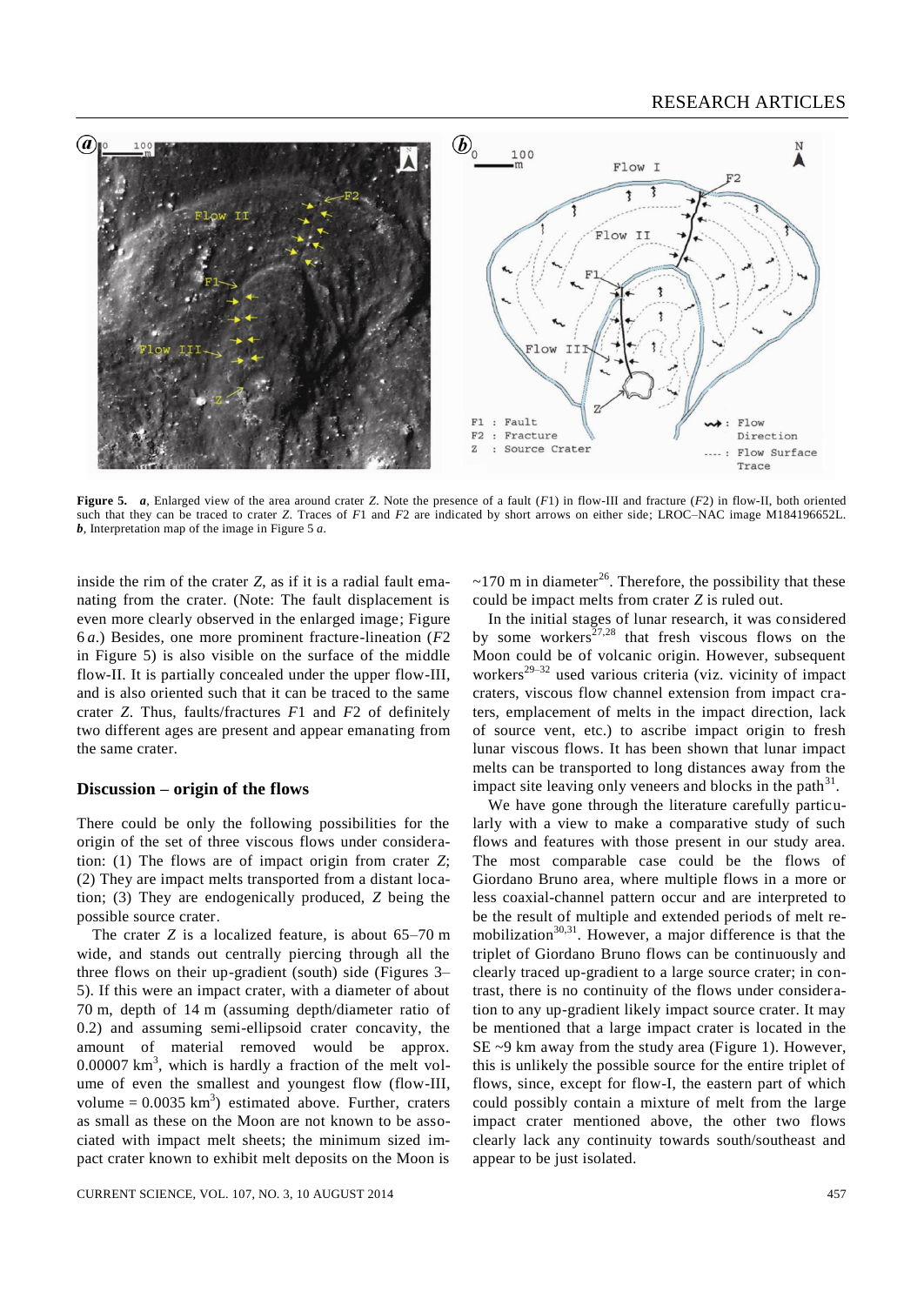**Figure 5.** ***a***, Enlarged view of the area around crater *Z*. Note the presence of a fault (*F*1) in flow-III and fracture (*F*2) in flow-II, both oriented such that they can be traced to crater *Z*. Traces of *F*1 and *F*2 are indicated by short arrows on either side; LROC–NAC image M184196652L. ***b***, Interpretation map of the image in Figure 5 *a*.

inside the rim of the crater *Z*, as if it is a radial fault emanating from the crater. (Note: The fault displacement is even more clearly observed in the enlarged image; Figure 6 *a*.) Besides, one more prominent fracture-lineation (*F*2 in Figure 5) is also visible on the surface of the middle flow-II. It is partially concealed under the upper flow-III, and is also oriented such that it can be traced to the same crater *Z*. Thus, faults/fractures *F*1 and *F*2 of definitely two different ages are present and appear emanating from the same crater.

## Discussion – origin of the flows

There could be only the following possibilities for the origin of the set of three viscous flows under consideration: (1) The flows are of impact origin from crater *Z*; (2) They are impact melts transported from a distant location; (3) They are endogenically produced, *Z* being the possible source crater.

The crater *Z* is a localized feature, is about 65–70 m wide, and stands out centrally piercing through all the three flows on their up-gradient (south) side (Figures 3–5). If this were an impact crater, with a diameter of about 70 m, depth of 14 m (assuming depth/diameter ratio of 0.2) and assuming semi-ellipsoid crater concavity, the amount of material removed would be approx. 0.00007 $km^3$, which is hardly a fraction of the melt volume of even the smallest and youngest flow (flow-III, volume = 0.0035 $km^3$) estimated above. Further, craters as small as these on the Moon are not known to be associated with impact melt sheets; the minimum sized impact crater known to exhibit melt deposits on the Moon is ~170 m in diameter[26]. Therefore, the possibility that these could be impact melts from crater *Z* is ruled out.

In the initial stages of lunar research, it was considered by some workers[27,28] that fresh viscous flows on the Moon could be of volcanic origin. However, subsequent workers[29–32] used various criteria (viz. vicinity of impact craters, viscous flow channel extension from impact craters, emplacement of melts in the impact direction, lack of source vent, etc.) to ascribe impact origin to fresh lunar viscous flows. It has been shown that lunar impact melts can be transported to long distances away from the impact site leaving only veneers and blocks in the path[31].

We have gone through the literature carefully particularly with a view to make a comparative study of such flows and features with those present in our study area. The most comparable case could be the flows of Giordano Bruno area, where multiple flows in a more or less coaxial-channel pattern occur and are interpreted to be the result of multiple and extended periods of melt remobilization[30,31]. However, a major difference is that the triplet of Giordano Bruno flows can be continuously and clearly traced up-gradient to a large source crater; in contrast, there is no continuity of the flows under consideration to any up-gradient likely impact source crater. It may be mentioned that a large impact crater is located in the SE ~9 km away from the study area (Figure 1). However, this is unlikely the possible source for the entire triplet of flows, since, except for flow-I, the eastern part of which could possibly contain a mixture of melt from the large impact crater mentioned above, the other two flows clearly lack any continuity towards south/southeast and appear to be just isolated.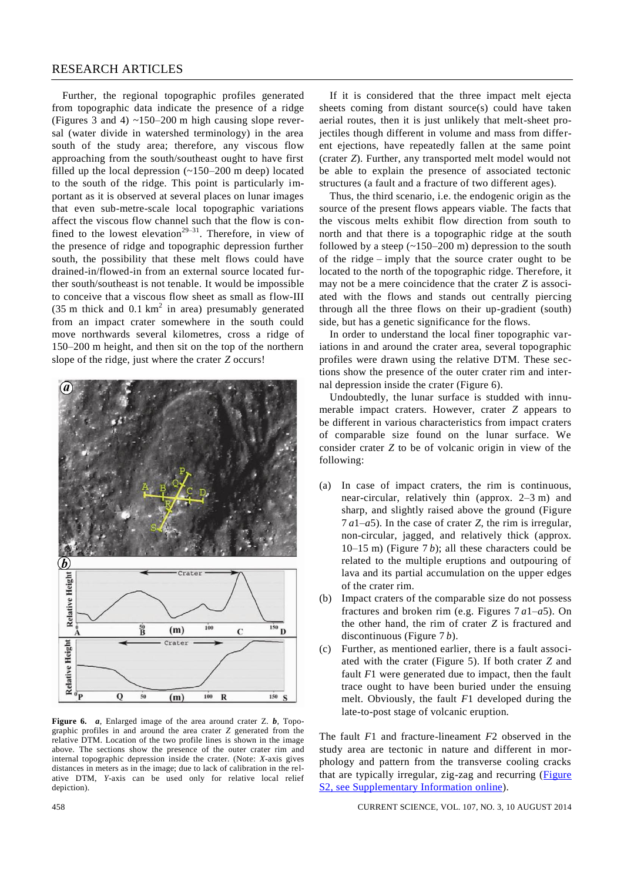Further, the regional topographic profiles generated from topographic data indicate the presence of a ridge (Figures 3 and 4) ~150–200 m high causing slope reversal (water divide in watershed terminology) in the area south of the study area; therefore, any viscous flow approaching from the south/southeast ought to have first filled up the local depression (~150–200 m deep) located to the south of the ridge. This point is particularly important as it is observed at several places on lunar images that even sub-metre-scale local topographic variations affect the viscous flow channel such that the flow is confined to the lowest elevation[29–31]. Therefore, in view of the presence of ridge and topographic depression further south, the possibility that these melt flows could have drained-in/flowed-in from an external source located further south/southeast is not tenable. It would be impossible to conceive that a viscous flow sheet as small as flow-III (35 m thick and 0.1 $km^2$ in area) presumably generated from an impact crater somewhere in the south could move northwards several kilometres, cross a ridge of 150–200 m height, and then sit on the top of the northern slope of the ridge, just where the crater *Z* occurs!

**Figure 6.** ***a***, Enlarged image of the area around crater Z. ***b***, Topographic profiles in and around the area crater *Z* generated from the relative DTM. Location of the two profile lines is shown in the image above. The sections show the presence of the outer crater rim and internal topographic depression inside the crater. (Note: *X*-axis gives distances in meters as in the image; due to lack of calibration in the relative DTM, *Y*-axis can be used only for relative local relief depiction).

If it is considered that the three impact melt ejecta sheets coming from distant source(s) could have taken aerial routes, then it is just unlikely that melt-sheet projectiles though different in volume and mass from different ejections, have repeatedly fallen at the same point (crater *Z*). Further, any transported melt model would not be able to explain the presence of associated tectonic structures (a fault and a fracture of two different ages).

Thus, the third scenario, i.e. the endogenic origin as the source of the present flows appears viable. The facts that the viscous melts exhibit flow direction from south to north and that there is a topographic ridge at the south followed by a steep (~150–200 m) depression to the south of the ridge – imply that the source crater ought to be located to the north of the topographic ridge. Therefore, it may not be a mere coincidence that the crater *Z* is associated with the flows and stands out centrally piercing through all the three flows on their up-gradient (south) side, but has a genetic significance for the flows.

In order to understand the local finer topographic variations in and around the crater area, several topographic profiles were drawn using the relative DTM. These sections show the presence of the outer crater rim and internal depression inside the crater (Figure 6).

Undoubtedly, the lunar surface is studded with innumerable impact craters. However, crater *Z* appears to be different in various characteristics from impact craters of comparable size found on the lunar surface. We consider crater *Z* to be of volcanic origin in view of the following:

(a) In case of impact craters, the rim is continuous, near-circular, relatively thin (approx. 2–3 m) and sharp, and slightly raised above the ground (Figure 7 *a*1–*a*5). In the case of crater *Z*, the rim is irregular, non-circular, jagged, and relatively thick (approx. 10–15 m) (Figure 7 *b*); all these characters could be related to the multiple eruptions and outpouring of lava and its partial accumulation on the upper edges of the crater rim.

(b) Impact craters of the comparable size do not possess fractures and broken rim (e.g. Figures 7 *a*1–*a*5). On the other hand, the rim of crater *Z* is fractured and discontinuous (Figure 7 *b*).

(c) Further, as mentioned earlier, there is a fault associated with the crater (Figure 5). If both crater *Z* and fault *F*1 were generated due to impact, then the fault trace ought to have been buried under the ensuing melt. Obviously, the fault *F*1 developed during the late-to-post stage of volcanic eruption.

The fault *F*1 and fracture-lineament *F*2 observed in the study area are tectonic in nature and different in morphology and pattern from the transverse cooling cracks that are typically irregular, zig-zag and recurring (Figure S2, see Supplementary Information online).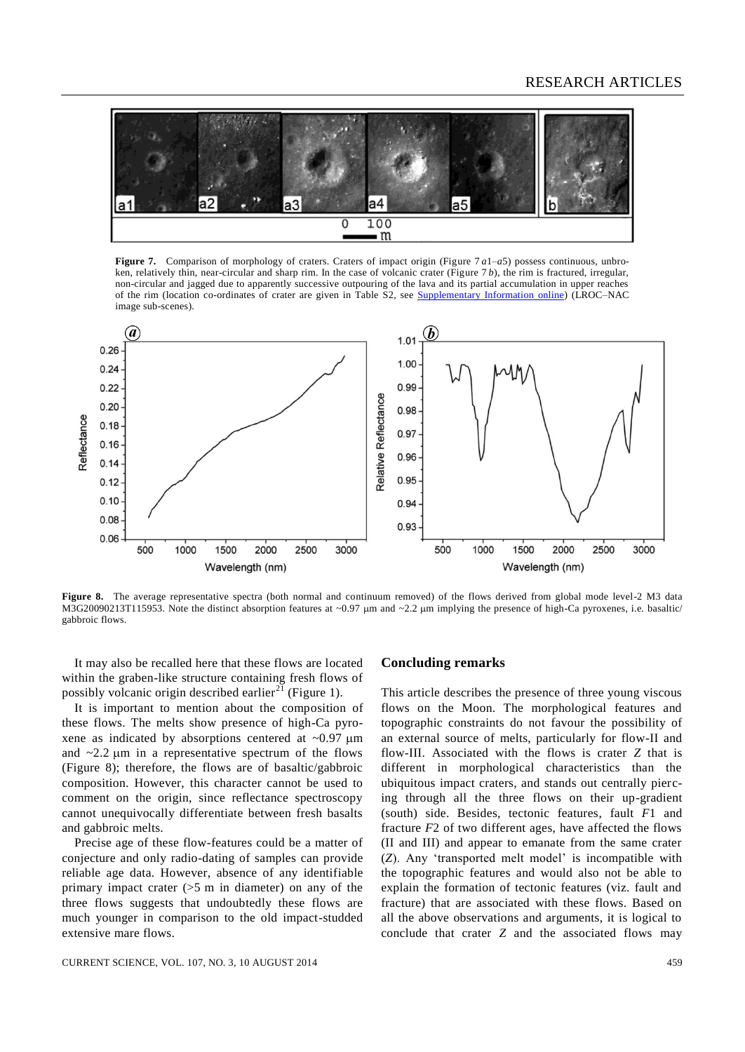**Figure 7.** Comparison of morphology of craters. Craters of impact origin (Figure 7 *a*1–*a*5) possess continuous, unbroken, relatively thin, near-circular and sharp rim. In the case of volcanic crater (Figure 7 *b*), the rim is fractured, irregular, non-circular and jagged due to apparently successive outpouring of the lava and its partial accumulation in upper reaches of the rim (location co-ordinates of crater are given in Table S2, see Supplementary Information online) (LROC–NAC image sub-scenes).

**Figure 8.** The average representative spectra (both normal and continuum removed) of the flows derived from global mode level-2 M3 data M3G20090213T115953. Note the distinct absorption features at ~0.97 μm and ~2.2 μm implying the presence of high-Ca pyroxenes, i.e. basaltic/gabbroic flows.

It may also be recalled here that these flows are located within the graben-like structure containing fresh flows of possibly volcanic origin described earlier[21] (Figure 1).

It is important to mention about the composition of these flows. The melts show presence of high-Ca pyroxene as indicated by absorptions centered at ~0.97 μm and ~2.2 μm in a representative spectrum of the flows (Figure 8); therefore, the flows are of basaltic/gabbroic composition. However, this character cannot be used to comment on the origin, since reflectance spectroscopy cannot unequivocally differentiate between fresh basalts and gabbroic melts.

Precise age of these flow-features could be a matter of conjecture and only radio-dating of samples can provide reliable age data. However, absence of any identifiable primary impact crater (>5 m in diameter) on any of the three flows suggests that undoubtedly these flows are much younger in comparison to the old impact-studded extensive mare flows.

## Concluding remarks

This article describes the presence of three young viscous flows on the Moon. The morphological features and topographic constraints do not favour the possibility of an external source of melts, particularly for flow-II and flow-III. Associated with the flows is crater *Z* that is different in morphological characteristics than the ubiquitous impact craters, and stands out centrally piercing through all the three flows on their up-gradient (south) side. Besides, tectonic features, fault *F*1 and fracture *F*2 of two different ages, have affected the flows (II and III) and appear to emanate from the same crater (*Z*). Any 'transported melt model' is incompatible with the topographic features and would also not be able to explain the formation of tectonic features (viz. fault and fracture) that are associated with these flows. Based on all the above observations and arguments, it is logical to conclude that crater *Z* and the associated flows may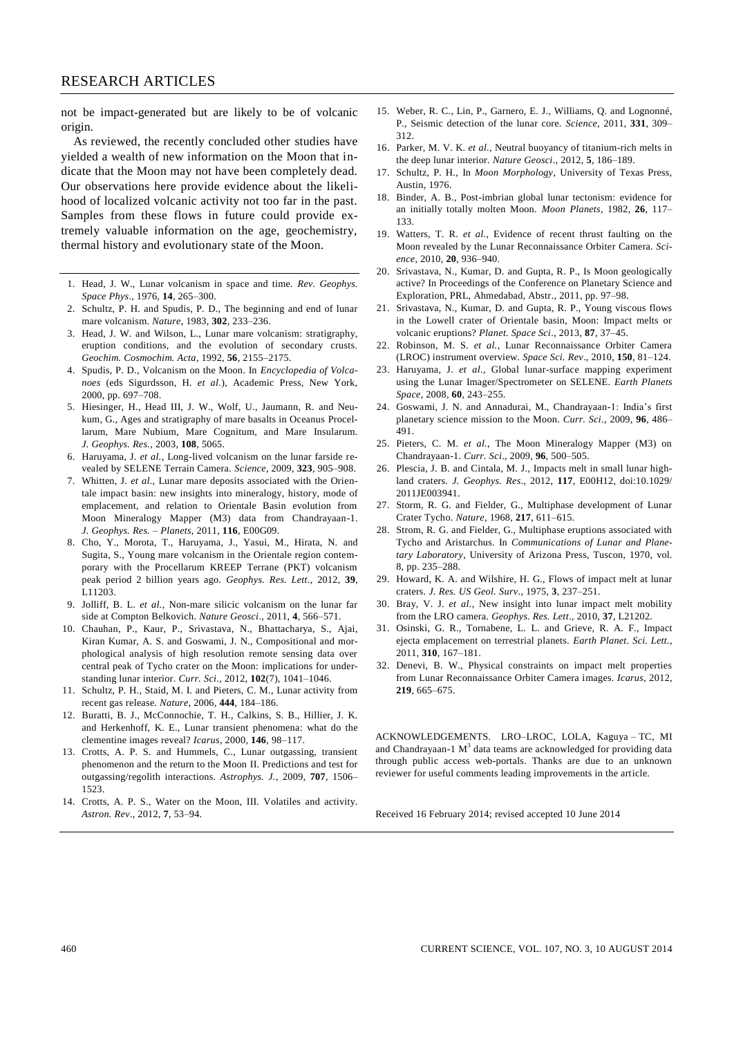not be impact-generated but are likely to be of volcanic origin.

As reviewed, the recently concluded other studies have yielded a wealth of new information on the Moon that indicate that the Moon may not have been completely dead. Our observations here provide evidence about the likelihood of localized volcanic activity not too far in the past. Samples from these flows in future could provide extremely valuable information on the age, geochemistry, thermal history and evolutionary state of the Moon.

1. Head, J. W., Lunar volcanism in space and time. *Rev. Geophys. Space Phys*., 1976, **14**, 265–300.
2. Schultz, P. H. and Spudis, P. D., The beginning and end of lunar mare volcanism. *Nature*, 1983, **302**, 233–236.
3. Head, J. W. and Wilson, L., Lunar mare volcanism: stratigraphy, eruption conditions, and the evolution of secondary crusts. *Geochim. Cosmochim. Acta*, 1992, **56**, 2155–2175.
4. Spudis, P. D., Volcanism on the Moon. In *Encyclopedia of Volcanoes* (eds Sigurdsson, H. *et al*.), Academic Press, New York, 2000, pp. 697–708.
5. Hiesinger, H., Head III, J. W., Wolf, U., Jaumann, R. and Neukum, G., Ages and stratigraphy of mare basalts in Oceanus Procellarum, Mare Nubium, Mare Cognitum, and Mare Insularum. *J. Geophys. Res.*, 2003, **108**, 5065.
6. Haruyama, J. *et al.*, Long-lived volcanism on the lunar farside revealed by SELENE Terrain Camera. *Science*, 2009, **323**, 905–908.
7. Whitten, J. *et al.*, Lunar mare deposits associated with the Orientale impact basin: new insights into mineralogy, history, mode of emplacement, and relation to Orientale Basin evolution from Moon Mineralogy Mapper (M3) data from Chandrayaan-1. *J. Geophys. Res. – Planets*, 2011, **116**, E00G09.
8. Cho, Y., Morota, T., Haruyama, J., Yasui, M., Hirata, N. and Sugita, S., Young mare volcanism in the Orientale region contemporary with the Procellarum KREEP Terrane (PKT) volcanism peak period 2 billion years ago. *Geophys. Res. Lett.*, 2012, **39**, L11203.
9. Jolliff, B. L. *et al.*, Non-mare silicic volcanism on the lunar far side at Compton Belkovich. *Nature Geosci*., 2011, **4**, 566–571.
10. Chauhan, P., Kaur, P., Srivastava, N., Bhattacharya, S., Ajai, Kiran Kumar, A. S. and Goswami, J. N., Compositional and morphological analysis of high resolution remote sensing data over central peak of Tycho crater on the Moon: implications for understanding lunar interior. *Curr. Sci.*, 2012, **102**(7), 1041–1046.
11. Schultz, P. H., Staid, M. I. and Pieters, C. M., Lunar activity from recent gas release. *Nature*, 2006, **444**, 184–186.
12. Buratti, B. J., McConnochie, T. H., Calkins, S. B., Hillier, J. K. and Herkenhoff, K. E., Lunar transient phenomena: what do the clementine images reveal? *Icarus*, 2000, **146**, 98–117.
13. Crotts, A. P. S. and Hummels, C., Lunar outgassing, transient phenomenon and the return to the Moon II. Predictions and test for outgassing/regolith interactions. *Astrophys. J.*, 2009, **707**, 1506–1523.
14. Crotts, A. P. S., Water on the Moon, III. Volatiles and activity. *Astron. Rev*., 2012, **7**, 53–94.
15. Weber, R. C., Lin, P., Garnero, E. J., Williams, Q. and Lognonné, P., Seismic detection of the lunar core. *Science*, 2011, **331**, 309–312.
16. Parker, M. V. K. *et al.*, Neutral buoyancy of titanium-rich melts in the deep lunar interior. *Nature Geosci*., 2012, **5**, 186–189.
17. Schultz, P. H., In *Moon Morphology*, University of Texas Press, Austin, 1976.
18. Binder, A. B., Post-imbrian global lunar tectonism: evidence for an initially totally molten Moon. *Moon Planets*, 1982, **26**, 117–133.
19. Watters, T. R. *et al.*, Evidence of recent thrust faulting on the Moon revealed by the Lunar Reconnaissance Orbiter Camera. *Science*, 2010, **20**, 936–940.
20. Srivastava, N., Kumar, D. and Gupta, R. P., Is Moon geologically active? In Proceedings of the Conference on Planetary Science and Exploration, PRL, Ahmedabad, Abstr., 2011, pp. 97–98.
21. Srivastava, N., Kumar, D. and Gupta, R. P., Young viscous flows in the Lowell crater of Orientale basin, Moon: Impact melts or volcanic eruptions? *Planet. Space Sci*., 2013, **87**, 37–45.
22. Robinson, M. S. *et al.*, Lunar Reconnaissance Orbiter Camera (LROC) instrument overview. *Space Sci. Rev*., 2010, **150**, 81–124.
23. Haruyama, J. *et al*., Global lunar-surface mapping experiment using the Lunar Imager/Spectrometer on SELENE. *Earth Planets Space*, 2008, **60**, 243–255.
24. Goswami, J. N. and Annadurai, M., Chandrayaan-1: India's first planetary science mission to the Moon. *Curr. Sci*., 2009, **96**, 486–491.
25. Pieters, C. M. *et al.*, The Moon Mineralogy Mapper (M3) on Chandrayaan-1. *Curr. Sci*., 2009, **96**, 500–505.
26. Plescia, J. B. and Cintala, M. J., Impacts melt in small lunar highland craters. *J. Geophys. Res*., 2012, **117**, E00H12, doi:10.1029/2011JE003941.
27. Storm, R. G. and Fielder, G., Multiphase development of Lunar Crater Tycho. *Nature*, 1968, **217**, 611–615.
28. Strom, R. G. and Fielder, G., Multiphase eruptions associated with Tycho and Aristarchus. In *Communications of Lunar and Planetary Laboratory*, University of Arizona Press, Tuscon, 1970, vol. 8, pp. 235–288.
29. Howard, K. A. and Wilshire, H. G., Flows of impact melt at lunar craters. *J. Res. US Geol. Surv*., 1975, **3**, 237–251.
30. Bray, V. J. *et al.*, New insight into lunar impact melt mobility from the LRO camera. *Geophys. Res. Lett*., 2010, **37**, L21202.
31. Osinski, G. R., Tornabene, L. L. and Grieve, R. A. F., Impact ejecta emplacement on terrestrial planets. *Earth Planet. Sci. Lett.*, 2011, **310**, 167–181.
32. Denevi, B. W., Physical constraints on impact melt properties from Lunar Reconnaissance Orbiter Camera images. *Icarus*, 2012, **219**, 665–675.

ACKNOWLEDGEMENTS. LRO–LROC, LOLA, Kaguya – TC, MI and Chandrayaan-1 $M^3$ data teams are acknowledged for providing data through public access web-portals. Thanks are due to an unknown reviewer for useful comments leading improvements in the article.

Received 16 February 2014; revised accepted 10 June 2014